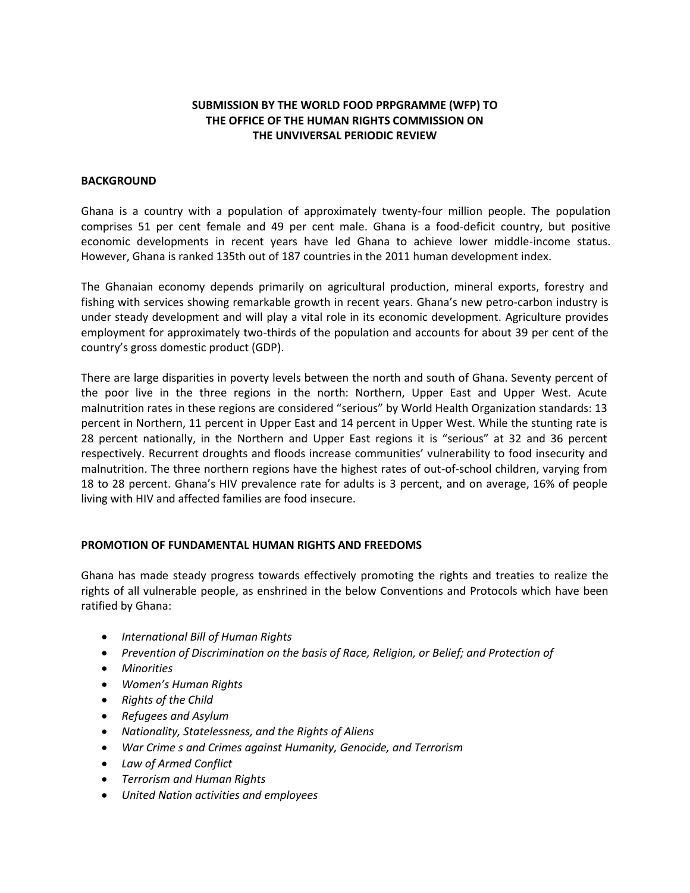**SUBMISSION BY THE WORLD FOOD PRPGRAMME (WFP) TO THE OFFICE OF THE HUMAN RIGHTS COMMISSION ON THE UNVIVERSAL PERIODIC REVIEW**

**BACKGROUND**

Ghana is a country with a population of approximately twenty-four million people. The population comprises 51 per cent female and 49 per cent male. Ghana is a food-deficit country, but positive economic developments in recent years have led Ghana to achieve lower middle-income status. However, Ghana is ranked 135th out of 187 countries in the 2011 human development index.

The Ghanaian economy depends primarily on agricultural production, mineral exports, forestry and fishing with services showing remarkable growth in recent years. Ghana's new petro-carbon industry is under steady development and will play a vital role in its economic development. Agriculture provides employment for approximately two-thirds of the population and accounts for about 39 per cent of the country's gross domestic product (GDP).

There are large disparities in poverty levels between the north and south of Ghana. Seventy percent of the poor live in the three regions in the north: Northern, Upper East and Upper West. Acute malnutrition rates in these regions are considered "serious" by World Health Organization standards: 13 percent in Northern, 11 percent in Upper East and 14 percent in Upper West. While the stunting rate is 28 percent nationally, in the Northern and Upper East regions it is "serious" at 32 and 36 percent respectively. Recurrent droughts and floods increase communities' vulnerability to food insecurity and malnutrition. The three northern regions have the highest rates of out-of-school children, varying from 18 to 28 percent. Ghana's HIV prevalence rate for adults is 3 percent, and on average, 16% of people living with HIV and affected families are food insecure.

**PROMOTION OF FUNDAMENTAL HUMAN RIGHTS AND FREEDOMS**

Ghana has made steady progress towards effectively promoting the rights and treaties to realize the rights of all vulnerable people, as enshrined in the below Conventions and Protocols which have been ratified by Ghana:

- *International Bill of Human Rights*
- *Prevention of Discrimination on the basis of Race, Religion, or Belief; and Protection of*
- *Minorities*
- *Women's Human Rights*
- *Rights of the Child*
- *Refugees and Asylum*
- *Nationality, Statelessness, and the Rights of Aliens*
- *War Crime s and Crimes against Humanity, Genocide, and Terrorism*
- *Law of Armed Conflict*
- *Terrorism and Human Rights*
- *United Nation activities and employees*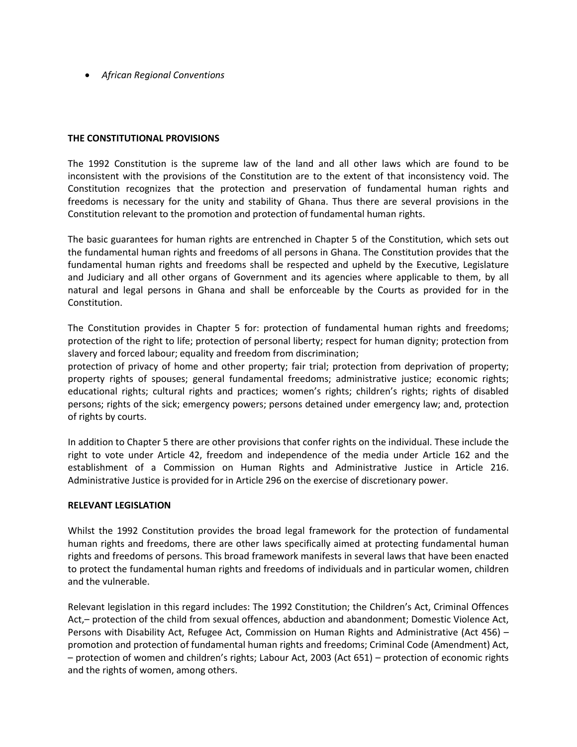- *African Regional Conventions*

**THE CONSTITUTIONAL PROVISIONS**

The 1992 Constitution is the supreme law of the land and all other laws which are found to be inconsistent with the provisions of the Constitution are to the extent of that inconsistency void. The Constitution recognizes that the protection and preservation of fundamental human rights and freedoms is necessary for the unity and stability of Ghana. Thus there are several provisions in the Constitution relevant to the promotion and protection of fundamental human rights.

The basic guarantees for human rights are entrenched in Chapter 5 of the Constitution, which sets out the fundamental human rights and freedoms of all persons in Ghana. The Constitution provides that the fundamental human rights and freedoms shall be respected and upheld by the Executive, Legislature and Judiciary and all other organs of Government and its agencies where applicable to them, by all natural and legal persons in Ghana and shall be enforceable by the Courts as provided for in the Constitution.

The Constitution provides in Chapter 5 for: protection of fundamental human rights and freedoms; protection of the right to life; protection of personal liberty; respect for human dignity; protection from slavery and forced labour; equality and freedom from discrimination;
protection of privacy of home and other property; fair trial; protection from deprivation of property; property rights of spouses; general fundamental freedoms; administrative justice; economic rights; educational rights; cultural rights and practices; women's rights; children's rights; rights of disabled persons; rights of the sick; emergency powers; persons detained under emergency law; and, protection of rights by courts.

In addition to Chapter 5 there are other provisions that confer rights on the individual. These include the right to vote under Article 42, freedom and independence of the media under Article 162 and the establishment of a Commission on Human Rights and Administrative Justice in Article 216. Administrative Justice is provided for in Article 296 on the exercise of discretionary power.

**RELEVANT LEGISLATION**

Whilst the 1992 Constitution provides the broad legal framework for the protection of fundamental human rights and freedoms, there are other laws specifically aimed at protecting fundamental human rights and freedoms of persons. This broad framework manifests in several laws that have been enacted to protect the fundamental human rights and freedoms of individuals and in particular women, children and the vulnerable.

Relevant legislation in this regard includes: The 1992 Constitution; the Children's Act, Criminal Offences Act,– protection of the child from sexual offences, abduction and abandonment; Domestic Violence Act, Persons with Disability Act, Refugee Act, Commission on Human Rights and Administrative (Act 456) – promotion and protection of fundamental human rights and freedoms; Criminal Code (Amendment) Act, – protection of women and children's rights; Labour Act, 2003 (Act 651) – protection of economic rights and the rights of women, among others.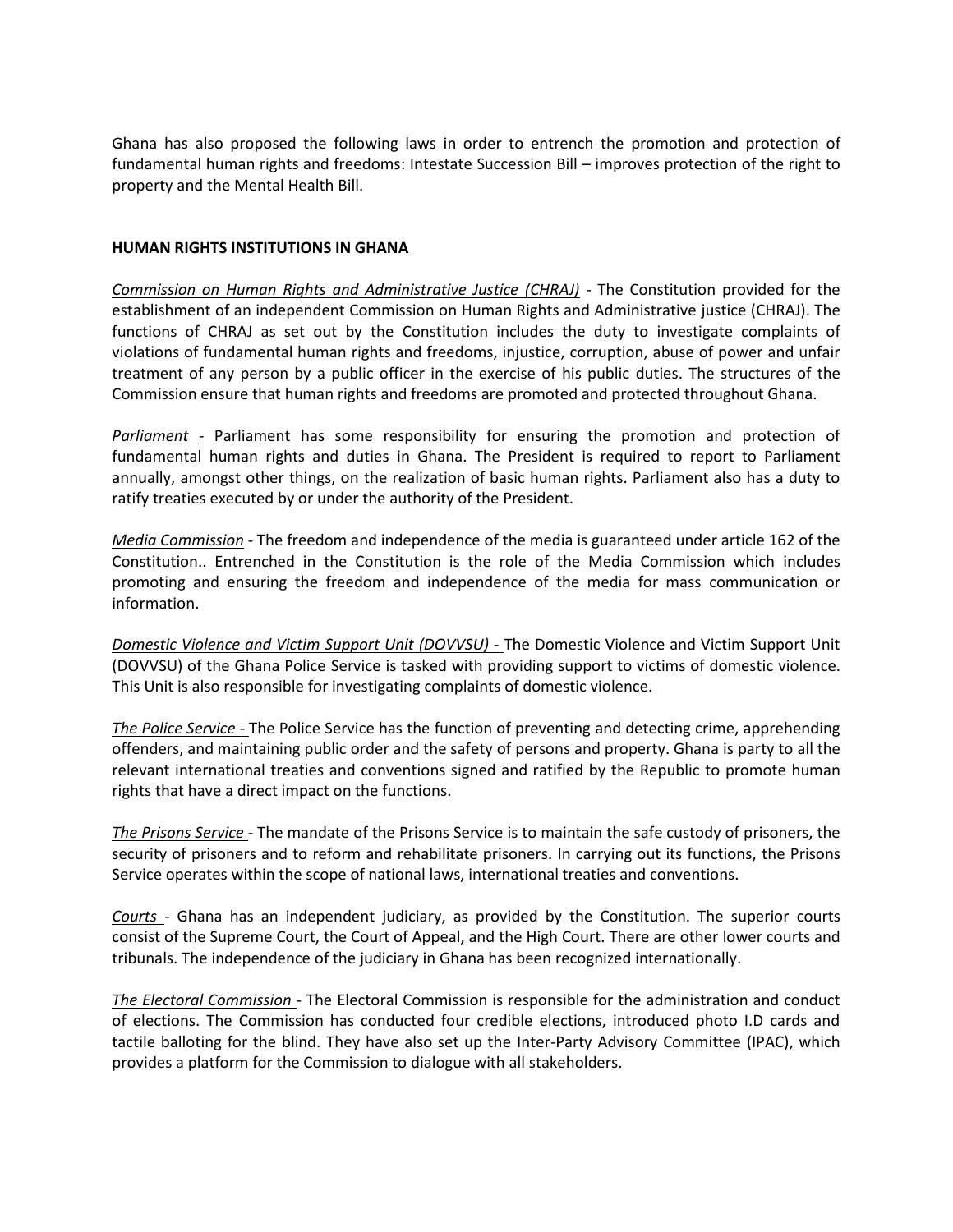Ghana has also proposed the following laws in order to entrench the promotion and protection of fundamental human rights and freedoms: Intestate Succession Bill – improves protection of the right to property and the Mental Health Bill.

**HUMAN RIGHTS INSTITUTIONS IN GHANA**

*Commission on Human Rights and Administrative Justice (CHRAJ)* - The Constitution provided for the establishment of an independent Commission on Human Rights and Administrative justice (CHRAJ). The functions of CHRAJ as set out by the Constitution includes the duty to investigate complaints of violations of fundamental human rights and freedoms, injustice, corruption, abuse of power and unfair treatment of any person by a public officer in the exercise of his public duties. The structures of the Commission ensure that human rights and freedoms are promoted and protected throughout Ghana.

*Parliament* - Parliament has some responsibility for ensuring the promotion and protection of fundamental human rights and duties in Ghana. The President is required to report to Parliament annually, amongst other things, on the realization of basic human rights. Parliament also has a duty to ratify treaties executed by or under the authority of the President.

*Media Commission* - The freedom and independence of the media is guaranteed under article 162 of the Constitution.. Entrenched in the Constitution is the role of the Media Commission which includes promoting and ensuring the freedom and independence of the media for mass communication or information.

*Domestic Violence and Victim Support Unit (DOVVSU)* - The Domestic Violence and Victim Support Unit (DOVVSU) of the Ghana Police Service is tasked with providing support to victims of domestic violence. This Unit is also responsible for investigating complaints of domestic violence.

*The Police Service* - The Police Service has the function of preventing and detecting crime, apprehending offenders, and maintaining public order and the safety of persons and property. Ghana is party to all the relevant international treaties and conventions signed and ratified by the Republic to promote human rights that have a direct impact on the functions.

*The Prisons Service* - The mandate of the Prisons Service is to maintain the safe custody of prisoners, the security of prisoners and to reform and rehabilitate prisoners. In carrying out its functions, the Prisons Service operates within the scope of national laws, international treaties and conventions.

*Courts* - Ghana has an independent judiciary, as provided by the Constitution. The superior courts consist of the Supreme Court, the Court of Appeal, and the High Court. There are other lower courts and tribunals. The independence of the judiciary in Ghana has been recognized internationally.

*The Electoral Commission* - The Electoral Commission is responsible for the administration and conduct of elections. The Commission has conducted four credible elections, introduced photo I.D cards and tactile balloting for the blind. They have also set up the Inter-Party Advisory Committee (IPAC), which provides a platform for the Commission to dialogue with all stakeholders.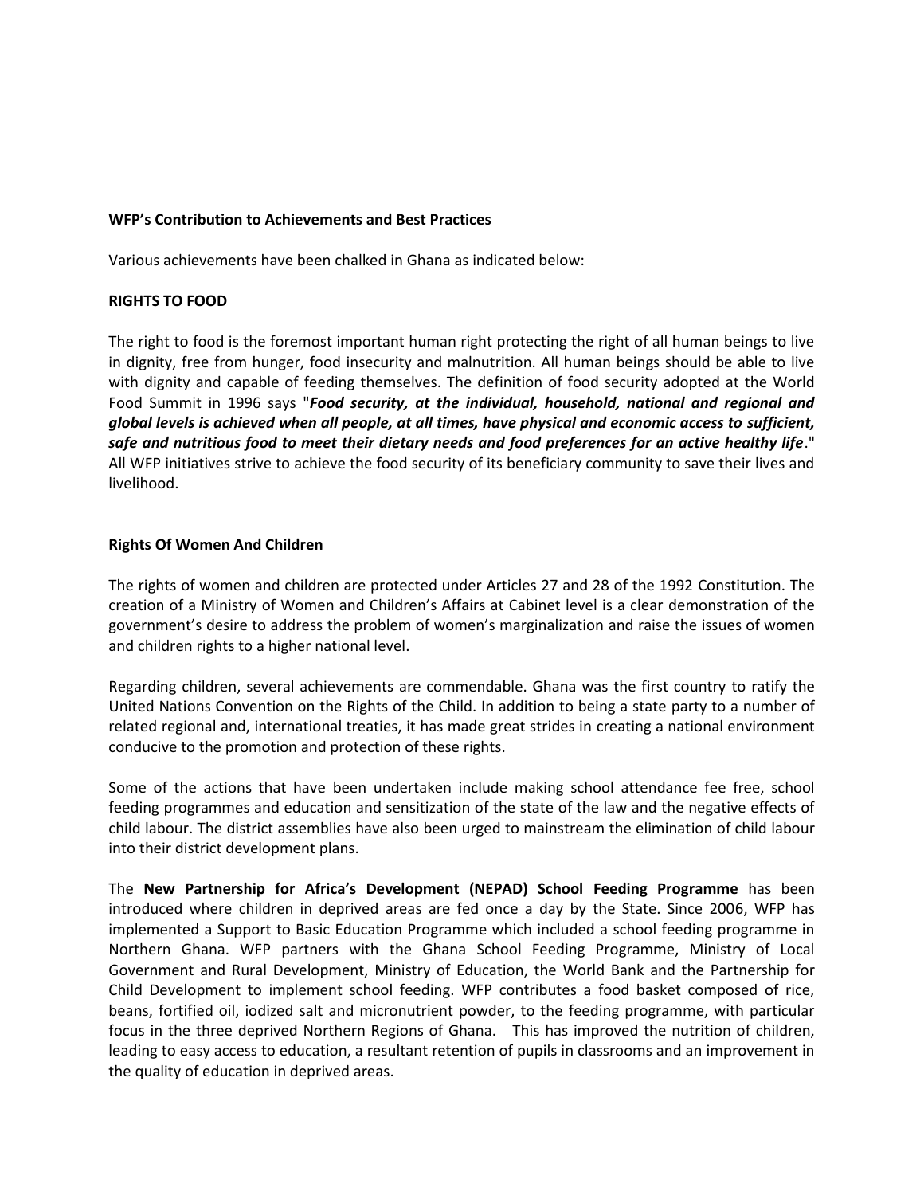**WFP's Contribution to Achievements and Best Practices**

Various achievements have been chalked in Ghana as indicated below:

**RIGHTS TO FOOD**

The right to food is the foremost important human right protecting the right of all human beings to live in dignity, free from hunger, food insecurity and malnutrition. All human beings should be able to live with dignity and capable of feeding themselves. The definition of food security adopted at the World Food Summit in 1996 says "***Food security, at the individual, household, national and regional and global levels is achieved when all people, at all times, have physical and economic access to sufficient, safe and nutritious food to meet their dietary needs and food preferences for an active healthy life***." All WFP initiatives strive to achieve the food security of its beneficiary community to save their lives and livelihood.

**Rights Of Women And Children**

The rights of women and children are protected under Articles 27 and 28 of the 1992 Constitution. The creation of a Ministry of Women and Children's Affairs at Cabinet level is a clear demonstration of the government's desire to address the problem of women's marginalization and raise the issues of women and children rights to a higher national level.

Regarding children, several achievements are commendable. Ghana was the first country to ratify the United Nations Convention on the Rights of the Child. In addition to being a state party to a number of related regional and, international treaties, it has made great strides in creating a national environment conducive to the promotion and protection of these rights.

Some of the actions that have been undertaken include making school attendance fee free, school feeding programmes and education and sensitization of the state of the law and the negative effects of child labour. The district assemblies have also been urged to mainstream the elimination of child labour into their district development plans.

The **New Partnership for Africa's Development (NEPAD) School Feeding Programme** has been introduced where children in deprived areas are fed once a day by the State. Since 2006, WFP has implemented a Support to Basic Education Programme which included a school feeding programme in Northern Ghana. WFP partners with the Ghana School Feeding Programme, Ministry of Local Government and Rural Development, Ministry of Education, the World Bank and the Partnership for Child Development to implement school feeding. WFP contributes a food basket composed of rice, beans, fortified oil, iodized salt and micronutrient powder, to the feeding programme, with particular focus in the three deprived Northern Regions of Ghana. This has improved the nutrition of children, leading to easy access to education, a resultant retention of pupils in classrooms and an improvement in the quality of education in deprived areas.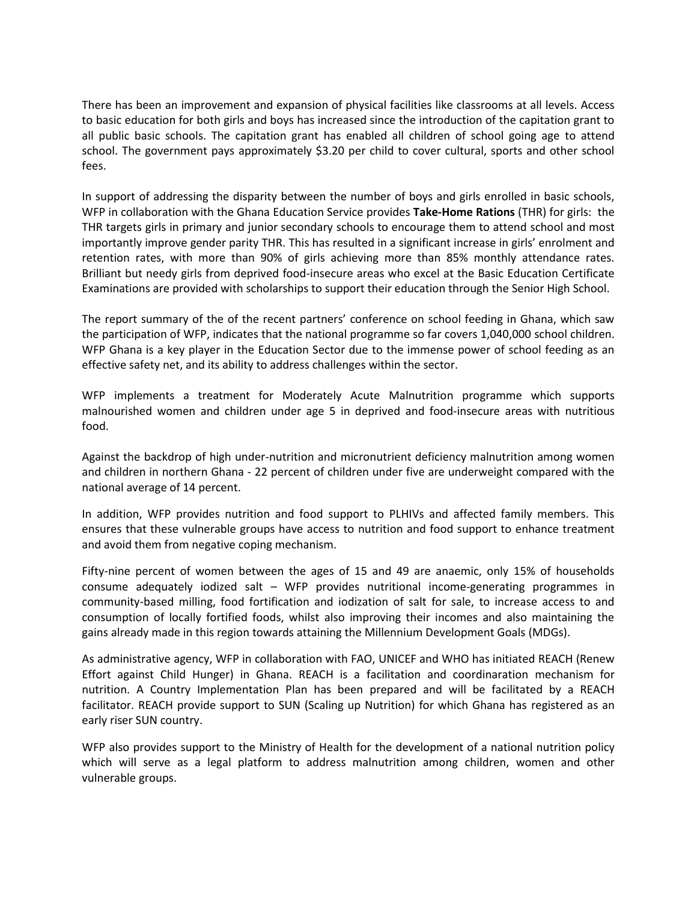There has been an improvement and expansion of physical facilities like classrooms at all levels. Access to basic education for both girls and boys has increased since the introduction of the capitation grant to all public basic schools. The capitation grant has enabled all children of school going age to attend school. The government pays approximately $3.20 per child to cover cultural, sports and other school fees.

In support of addressing the disparity between the number of boys and girls enrolled in basic schools, WFP in collaboration with the Ghana Education Service provides **Take-Home Rations** (THR) for girls: the THR targets girls in primary and junior secondary schools to encourage them to attend school and most importantly improve gender parity THR. This has resulted in a significant increase in girls' enrolment and retention rates, with more than 90% of girls achieving more than 85% monthly attendance rates. Brilliant but needy girls from deprived food-insecure areas who excel at the Basic Education Certificate Examinations are provided with scholarships to support their education through the Senior High School.

The report summary of the of the recent partners' conference on school feeding in Ghana, which saw the participation of WFP, indicates that the national programme so far covers 1,040,000 school children. WFP Ghana is a key player in the Education Sector due to the immense power of school feeding as an effective safety net, and its ability to address challenges within the sector.

WFP implements a treatment for Moderately Acute Malnutrition programme which supports malnourished women and children under age 5 in deprived and food-insecure areas with nutritious food.

Against the backdrop of high under-nutrition and micronutrient deficiency malnutrition among women and children in northern Ghana - 22 percent of children under five are underweight compared with the national average of 14 percent.

In addition, WFP provides nutrition and food support to PLHIVs and affected family members. This ensures that these vulnerable groups have access to nutrition and food support to enhance treatment and avoid them from negative coping mechanism.

Fifty-nine percent of women between the ages of 15 and 49 are anaemic, only 15% of households consume adequately iodized salt – WFP provides nutritional income-generating programmes in community-based milling, food fortification and iodization of salt for sale, to increase access to and consumption of locally fortified foods, whilst also improving their incomes and also maintaining the gains already made in this region towards attaining the Millennium Development Goals (MDGs).

As administrative agency, WFP in collaboration with FAO, UNICEF and WHO has initiated REACH (Renew Effort against Child Hunger) in Ghana. REACH is a facilitation and coordinaration mechanism for nutrition. A Country Implementation Plan has been prepared and will be facilitated by a REACH facilitator. REACH provide support to SUN (Scaling up Nutrition) for which Ghana has registered as an early riser SUN country.

WFP also provides support to the Ministry of Health for the development of a national nutrition policy which will serve as a legal platform to address malnutrition among children, women and other vulnerable groups.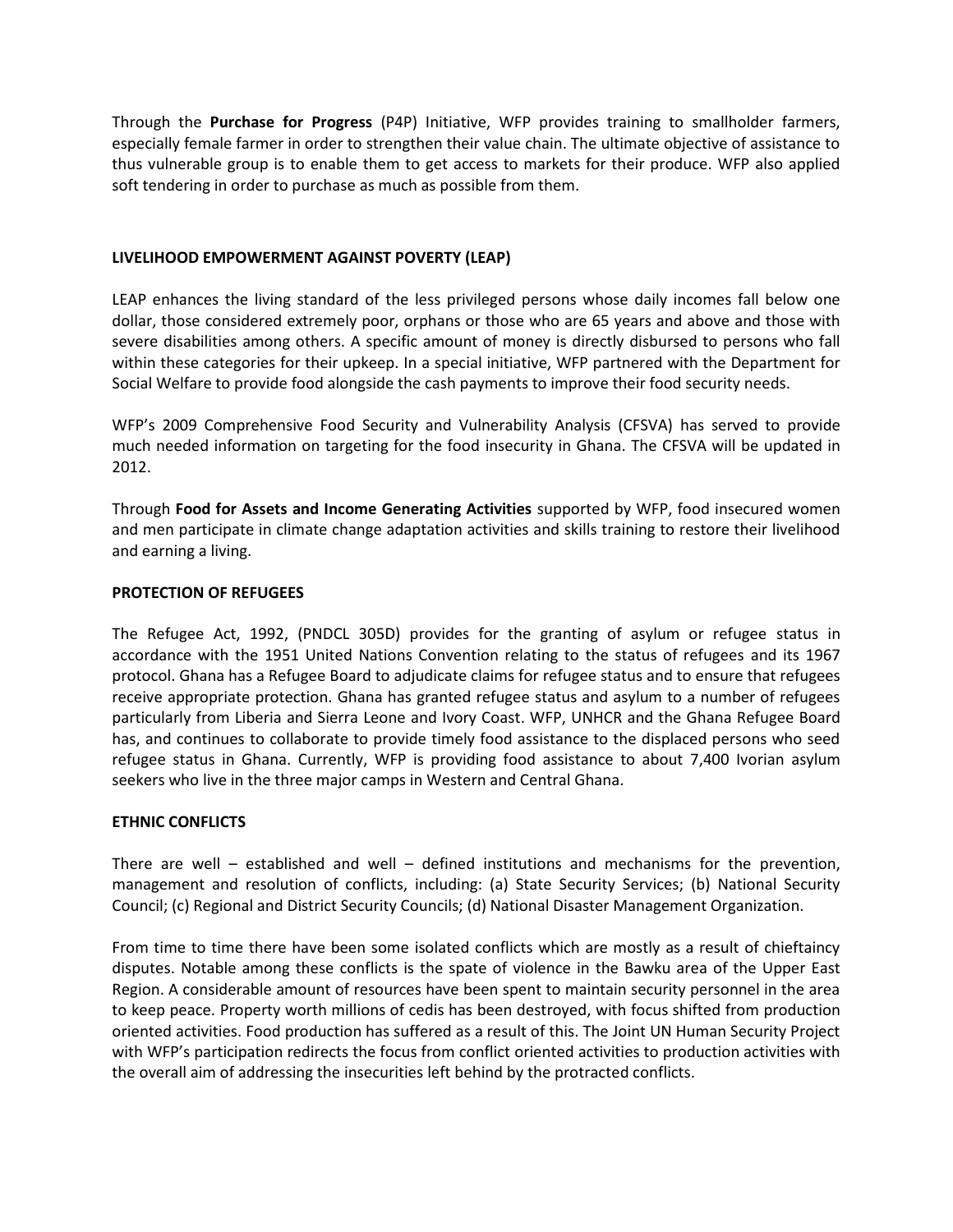Through the **Purchase for Progress** (P4P) Initiative, WFP provides training to smallholder farmers, especially female farmer in order to strengthen their value chain. The ultimate objective of assistance to thus vulnerable group is to enable them to get access to markets for their produce. WFP also applied soft tendering in order to purchase as much as possible from them.

## LIVELIHOOD EMPOWERMENT AGAINST POVERTY (LEAP)

LEAP enhances the living standard of the less privileged persons whose daily incomes fall below one dollar, those considered extremely poor, orphans or those who are 65 years and above and those with severe disabilities among others. A specific amount of money is directly disbursed to persons who fall within these categories for their upkeep. In a special initiative, WFP partnered with the Department for Social Welfare to provide food alongside the cash payments to improve their food security needs.

WFP's 2009 Comprehensive Food Security and Vulnerability Analysis (CFSVA) has served to provide much needed information on targeting for the food insecurity in Ghana. The CFSVA will be updated in 2012.

Through **Food for Assets and Income Generating Activities** supported by WFP, food insecured women and men participate in climate change adaptation activities and skills training to restore their livelihood and earning a living.

## PROTECTION OF REFUGEES

The Refugee Act, 1992, (PNDCL 305D) provides for the granting of asylum or refugee status in accordance with the 1951 United Nations Convention relating to the status of refugees and its 1967 protocol. Ghana has a Refugee Board to adjudicate claims for refugee status and to ensure that refugees receive appropriate protection. Ghana has granted refugee status and asylum to a number of refugees particularly from Liberia and Sierra Leone and Ivory Coast. WFP, UNHCR and the Ghana Refugee Board has, and continues to collaborate to provide timely food assistance to the displaced persons who seed refugee status in Ghana. Currently, WFP is providing food assistance to about 7,400 Ivorian asylum seekers who live in the three major camps in Western and Central Ghana.

## ETHNIC CONFLICTS

There are well – established and well – defined institutions and mechanisms for the prevention, management and resolution of conflicts, including: (a) State Security Services; (b) National Security Council; (c) Regional and District Security Councils; (d) National Disaster Management Organization.

From time to time there have been some isolated conflicts which are mostly as a result of chieftaincy disputes. Notable among these conflicts is the spate of violence in the Bawku area of the Upper East Region. A considerable amount of resources have been spent to maintain security personnel in the area to keep peace. Property worth millions of cedis has been destroyed, with focus shifted from production oriented activities. Food production has suffered as a result of this. The Joint UN Human Security Project with WFP's participation redirects the focus from conflict oriented activities to production activities with the overall aim of addressing the insecurities left behind by the protracted conflicts.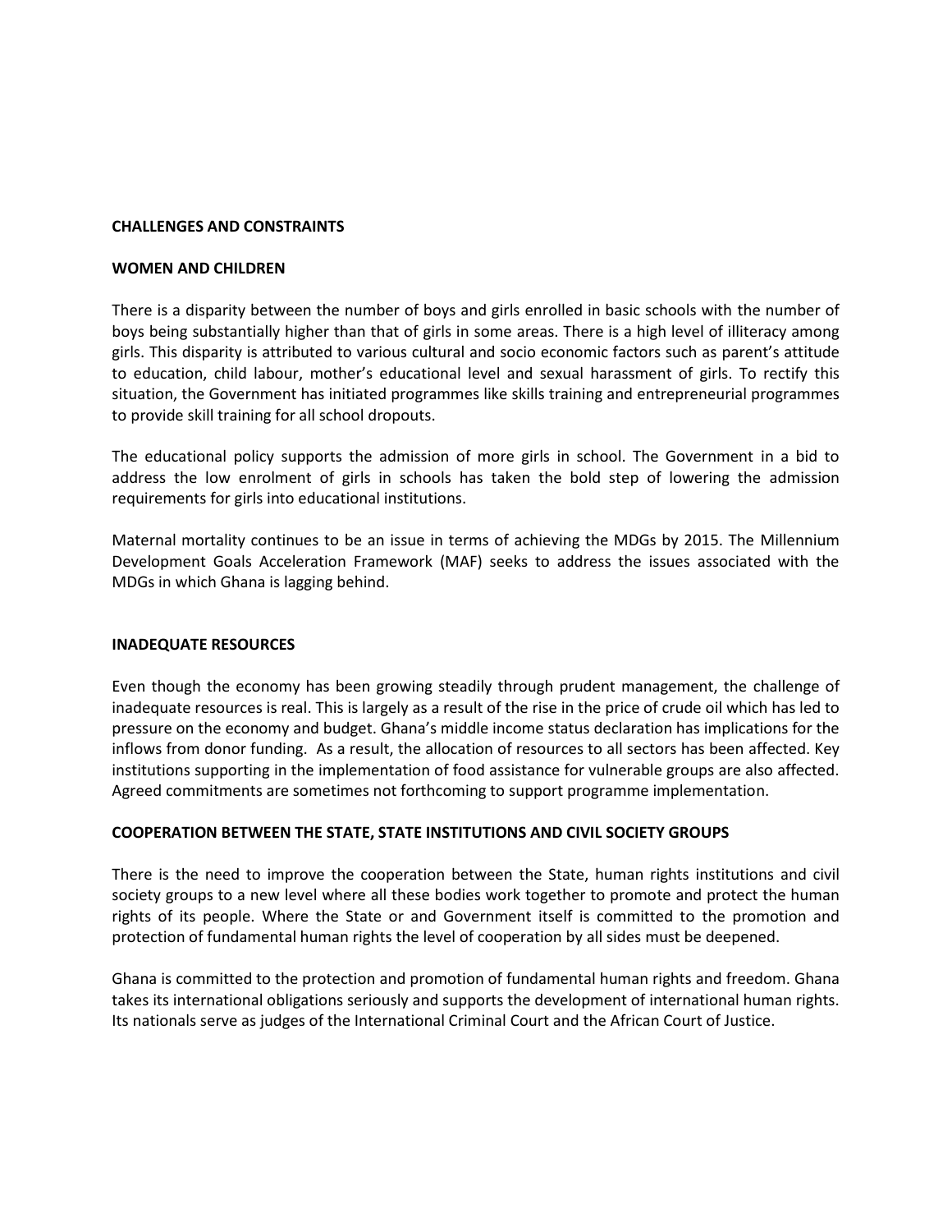## CHALLENGES AND CONSTRAINTS

### WOMEN AND CHILDREN

There is a disparity between the number of boys and girls enrolled in basic schools with the number of boys being substantially higher than that of girls in some areas. There is a high level of illiteracy among girls. This disparity is attributed to various cultural and socio economic factors such as parent's attitude to education, child labour, mother's educational level and sexual harassment of girls. To rectify this situation, the Government has initiated programmes like skills training and entrepreneurial programmes to provide skill training for all school dropouts.

The educational policy supports the admission of more girls in school. The Government in a bid to address the low enrolment of girls in schools has taken the bold step of lowering the admission requirements for girls into educational institutions.

Maternal mortality continues to be an issue in terms of achieving the MDGs by 2015. The Millennium Development Goals Acceleration Framework (MAF) seeks to address the issues associated with the MDGs in which Ghana is lagging behind.

### INADEQUATE RESOURCES

Even though the economy has been growing steadily through prudent management, the challenge of inadequate resources is real. This is largely as a result of the rise in the price of crude oil which has led to pressure on the economy and budget. Ghana's middle income status declaration has implications for the inflows from donor funding. As a result, the allocation of resources to all sectors has been affected. Key institutions supporting in the implementation of food assistance for vulnerable groups are also affected. Agreed commitments are sometimes not forthcoming to support programme implementation.

### COOPERATION BETWEEN THE STATE, STATE INSTITUTIONS AND CIVIL SOCIETY GROUPS

There is the need to improve the cooperation between the State, human rights institutions and civil society groups to a new level where all these bodies work together to promote and protect the human rights of its people. Where the State or and Government itself is committed to the promotion and protection of fundamental human rights the level of cooperation by all sides must be deepened.

Ghana is committed to the protection and promotion of fundamental human rights and freedom. Ghana takes its international obligations seriously and supports the development of international human rights. Its nationals serve as judges of the International Criminal Court and the African Court of Justice.